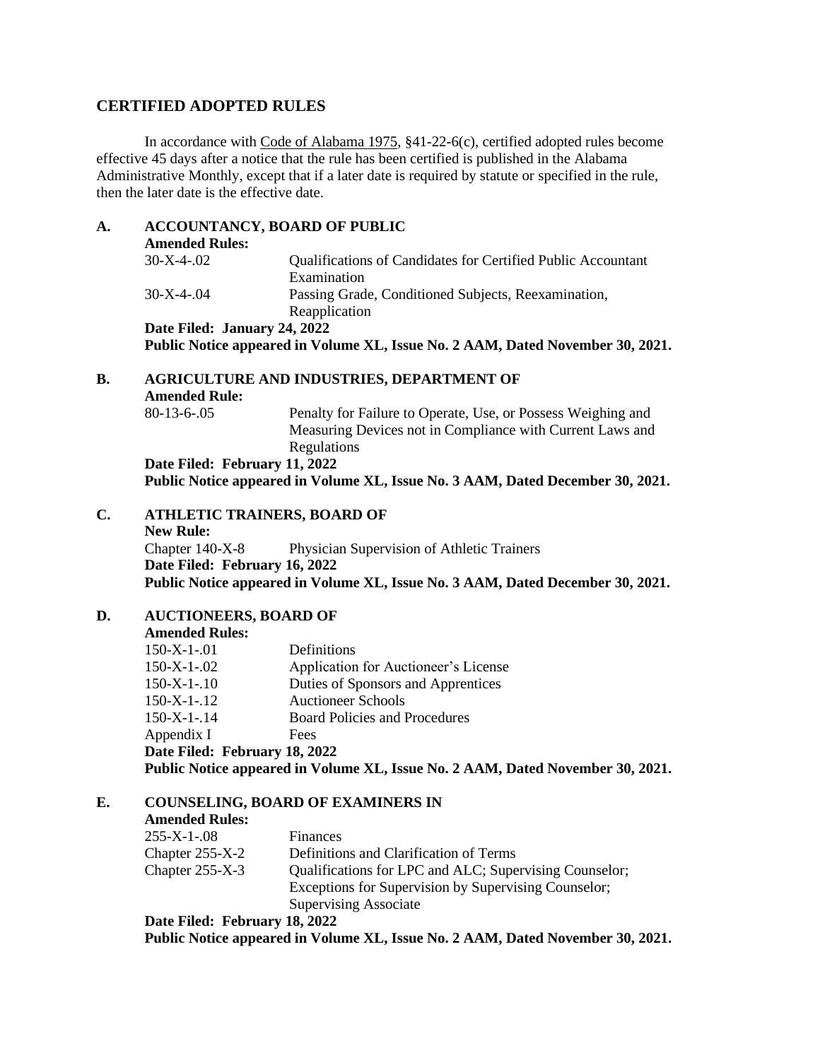## CERTIFIED ADOPTED RULES

In accordance with Code of Alabama 1975, §41-22-6(c), certified adopted rules become effective 45 days after a notice that the rule has been certified is published in the Alabama Administrative Monthly, except that if a later date is required by statute or specified in the rule, then the later date is the effective date.

### A. ACCOUNTANCY, BOARD OF PUBLIC

**Amended Rules:**

| | |
|---|---|
| 30-X-4-.02 | Qualifications of Candidates for Certified Public Accountant Examination |
| 30-X-4-.04 | Passing Grade, Conditioned Subjects, Reexamination, Reapplication |

**Date Filed: January 24, 2022**
**Public Notice appeared in Volume XL, Issue No. 2 AAM, Dated November 30, 2021.**

### B. AGRICULTURE AND INDUSTRIES, DEPARTMENT OF

**Amended Rule:**

| | |
|---|---|
| 80-13-6-.05 | Penalty for Failure to Operate, Use, or Possess Weighing and Measuring Devices not in Compliance with Current Laws and Regulations |

**Date Filed: February 11, 2022**
**Public Notice appeared in Volume XL, Issue No. 3 AAM, Dated December 30, 2021.**

### C. ATHLETIC TRAINERS, BOARD OF

**New Rule:**

| | |
|---|---|
| Chapter 140-X-8 | Physician Supervision of Athletic Trainers |

**Date Filed: February 16, 2022**
**Public Notice appeared in Volume XL, Issue No. 3 AAM, Dated December 30, 2021.**

### D. AUCTIONEERS, BOARD OF

**Amended Rules:**

| | |
|---|---|
| 150-X-1-.01 | Definitions |
| 150-X-1-.02 | Application for Auctioneer's License |
| 150-X-1-.10 | Duties of Sponsors and Apprentices |
| 150-X-1-.12 | Auctioneer Schools |
| 150-X-1-.14 | Board Policies and Procedures |
| Appendix I | Fees |

**Date Filed: February 18, 2022**
**Public Notice appeared in Volume XL, Issue No. 2 AAM, Dated November 30, 2021.**

### E. COUNSELING, BOARD OF EXAMINERS IN

**Amended Rules:**

| | |
|---|---|
| 255-X-1-.08 | Finances |
| Chapter 255-X-2 | Definitions and Clarification of Terms |
| Chapter 255-X-3 | Qualifications for LPC and ALC; Supervising Counselor; Exceptions for Supervision by Supervising Counselor; Supervising Associate |

**Date Filed: February 18, 2022**
**Public Notice appeared in Volume XL, Issue No. 2 AAM, Dated November 30, 2021.**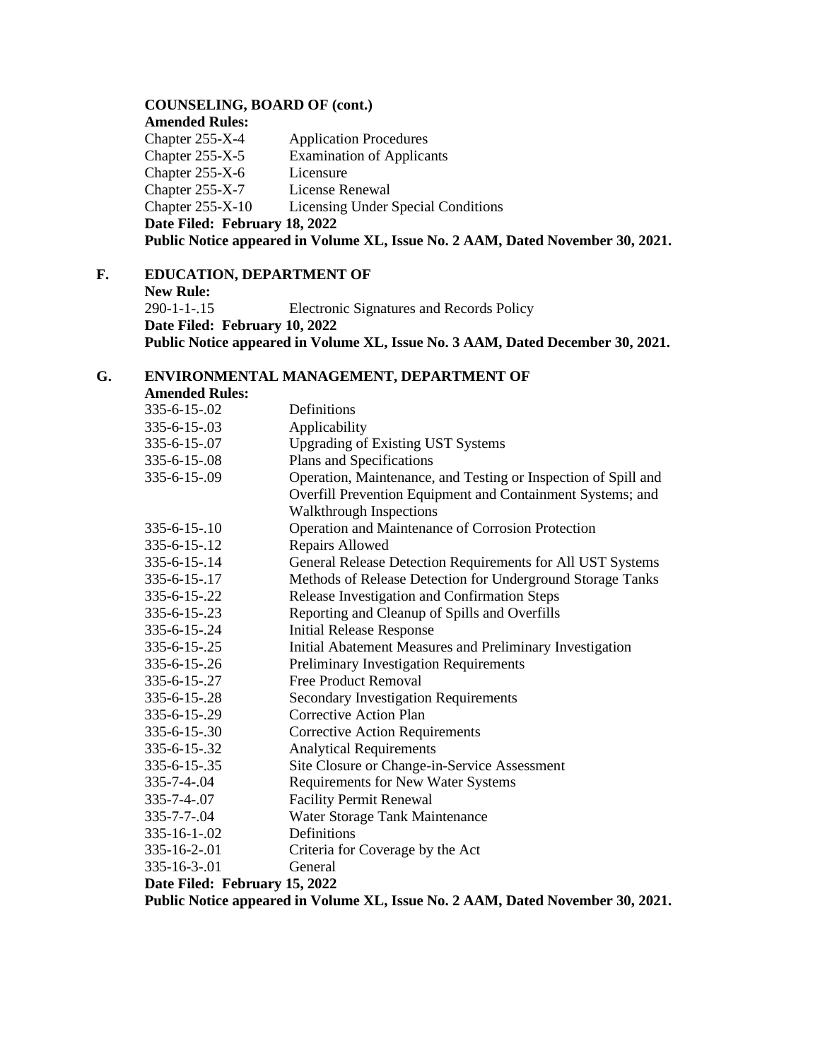**COUNSELING, BOARD OF (cont.)**

**Amended Rules:**

| | |
|---|---|
| Chapter 255-X-4 | Application Procedures |
| Chapter 255-X-5 | Examination of Applicants |
| Chapter 255-X-6 | Licensure |
| Chapter 255-X-7 | License Renewal |
| Chapter 255-X-10 | Licensing Under Special Conditions |

**Date Filed: February 18, 2022**

**Public Notice appeared in Volume XL, Issue No. 2 AAM, Dated November 30, 2021.**

**F. EDUCATION, DEPARTMENT OF**

**New Rule:**

| | |
|---|---|
| 290-1-1-.15 | Electronic Signatures and Records Policy |

**Date Filed: February 10, 2022**

**Public Notice appeared in Volume XL, Issue No. 3 AAM, Dated December 30, 2021.**

**G. ENVIRONMENTAL MANAGEMENT, DEPARTMENT OF**

**Amended Rules:**

| | |
|---|---|
| 335-6-15-.02 | Definitions |
| 335-6-15-.03 | Applicability |
| 335-6-15-.07 | Upgrading of Existing UST Systems |
| 335-6-15-.08 | Plans and Specifications |
| 335-6-15-.09 | Operation, Maintenance, and Testing or Inspection of Spill and Overfill Prevention Equipment and Containment Systems; and Walkthrough Inspections |
| 335-6-15-.10 | Operation and Maintenance of Corrosion Protection |
| 335-6-15-.12 | Repairs Allowed |
| 335-6-15-.14 | General Release Detection Requirements for All UST Systems |
| 335-6-15-.17 | Methods of Release Detection for Underground Storage Tanks |
| 335-6-15-.22 | Release Investigation and Confirmation Steps |
| 335-6-15-.23 | Reporting and Cleanup of Spills and Overfills |
| 335-6-15-.24 | Initial Release Response |
| 335-6-15-.25 | Initial Abatement Measures and Preliminary Investigation |
| 335-6-15-.26 | Preliminary Investigation Requirements |
| 335-6-15-.27 | Free Product Removal |
| 335-6-15-.28 | Secondary Investigation Requirements |
| 335-6-15-.29 | Corrective Action Plan |
| 335-6-15-.30 | Corrective Action Requirements |
| 335-6-15-.32 | Analytical Requirements |
| 335-6-15-.35 | Site Closure or Change-in-Service Assessment |
| 335-7-4-.04 | Requirements for New Water Systems |
| 335-7-4-.07 | Facility Permit Renewal |
| 335-7-7-.04 | Water Storage Tank Maintenance |
| 335-16-1-.02 | Definitions |
| 335-16-2-.01 | Criteria for Coverage by the Act |
| 335-16-3-.01 | General |

**Date Filed: February 15, 2022**

**Public Notice appeared in Volume XL, Issue No. 2 AAM, Dated November 30, 2021.**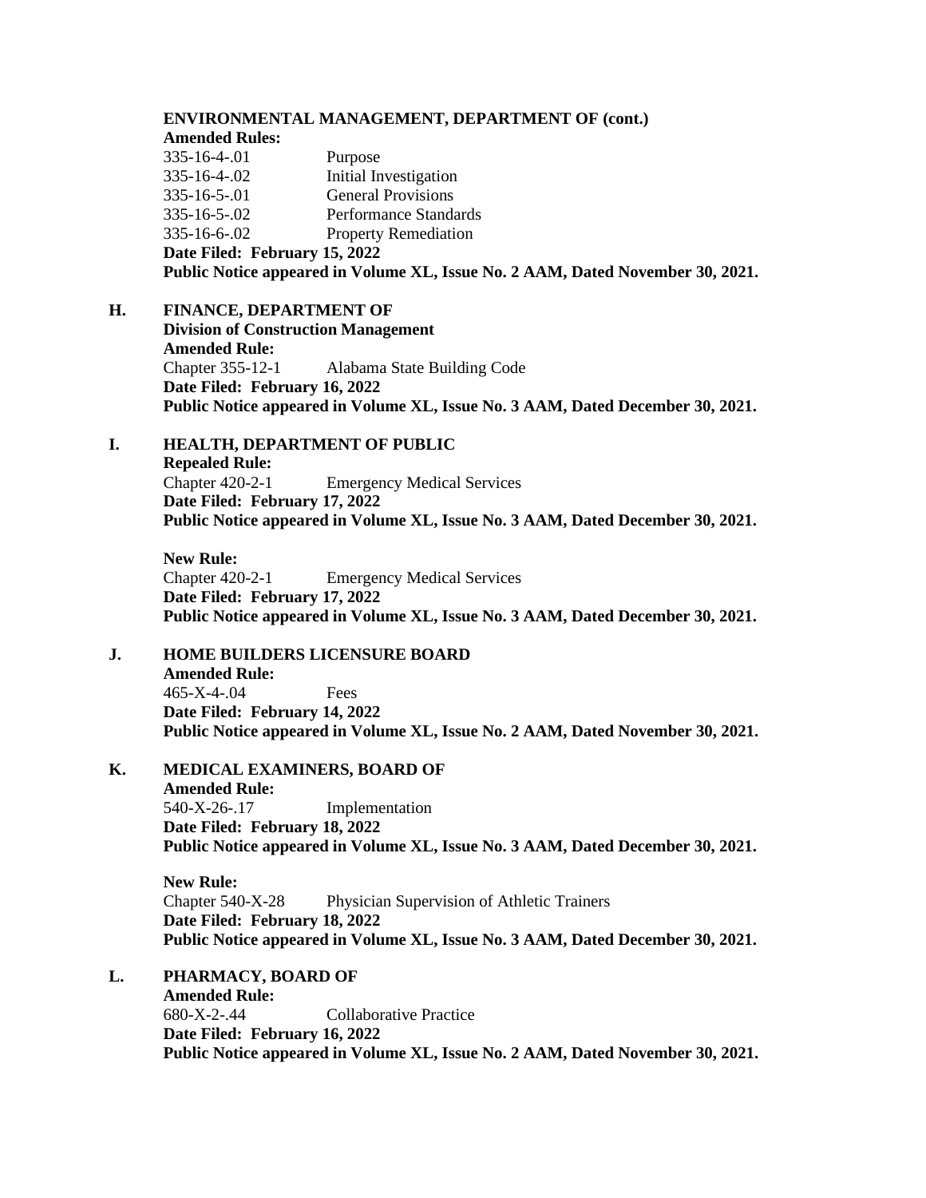**ENVIRONMENTAL MANAGEMENT, DEPARTMENT OF (cont.)**

**Amended Rules:**

335-16-4-.01 Purpose
335-16-4-.02 Initial Investigation
335-16-5-.01 General Provisions
335-16-5-.02 Performance Standards
335-16-6-.02 Property Remediation

**Date Filed: February 15, 2022**
**Public Notice appeared in Volume XL, Issue No. 2 AAM, Dated November 30, 2021.**

**H. FINANCE, DEPARTMENT OF**

**Division of Construction Management**

**Amended Rule:**

Chapter 355-12-1 Alabama State Building Code

**Date Filed: February 16, 2022**
**Public Notice appeared in Volume XL, Issue No. 3 AAM, Dated December 30, 2021.**

**I. HEALTH, DEPARTMENT OF PUBLIC**

**Repealed Rule:**

Chapter 420-2-1 Emergency Medical Services

**Date Filed: February 17, 2022**
**Public Notice appeared in Volume XL, Issue No. 3 AAM, Dated December 30, 2021.**

**New Rule:**

Chapter 420-2-1 Emergency Medical Services

**Date Filed: February 17, 2022**
**Public Notice appeared in Volume XL, Issue No. 3 AAM, Dated December 30, 2021.**

**J. HOME BUILDERS LICENSURE BOARD**

**Amended Rule:**

465-X-4-.04 Fees

**Date Filed: February 14, 2022**
**Public Notice appeared in Volume XL, Issue No. 2 AAM, Dated November 30, 2021.**

**K. MEDICAL EXAMINERS, BOARD OF**

**Amended Rule:**

540-X-26-.17 Implementation

**Date Filed: February 18, 2022**
**Public Notice appeared in Volume XL, Issue No. 3 AAM, Dated December 30, 2021.**

**New Rule:**

Chapter 540-X-28 Physician Supervision of Athletic Trainers

**Date Filed: February 18, 2022**
**Public Notice appeared in Volume XL, Issue No. 3 AAM, Dated December 30, 2021.**

**L. PHARMACY, BOARD OF**

**Amended Rule:**

680-X-2-.44 Collaborative Practice

**Date Filed: February 16, 2022**
**Public Notice appeared in Volume XL, Issue No. 2 AAM, Dated November 30, 2021.**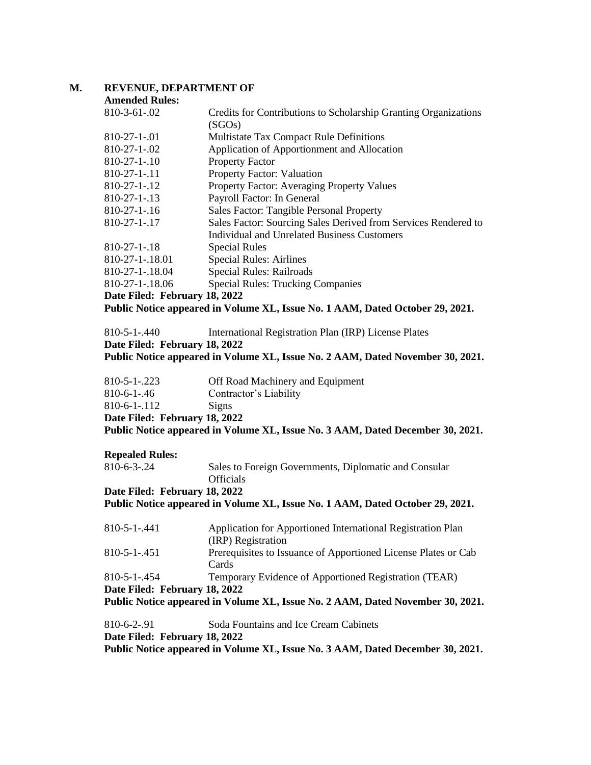## M. REVENUE, DEPARTMENT OF

**Amended Rules:**

| | |
|---|---|
| 810-3-61-.02 | Credits for Contributions to Scholarship Granting Organizations (SGOs) |
| 810-27-1-.01 | Multistate Tax Compact Rule Definitions |
| 810-27-1-.02 | Application of Apportionment and Allocation |
| 810-27-1-.10 | Property Factor |
| 810-27-1-.11 | Property Factor: Valuation |
| 810-27-1-.12 | Property Factor: Averaging Property Values |
| 810-27-1-.13 | Payroll Factor: In General |
| 810-27-1-.16 | Sales Factor: Tangible Personal Property |
| 810-27-1-.17 | Sales Factor: Sourcing Sales Derived from Services Rendered to Individual and Unrelated Business Customers |
| 810-27-1-.18 | Special Rules |
| 810-27-1-.18.01 | Special Rules: Airlines |
| 810-27-1-.18.04 | Special Rules: Railroads |
| 810-27-1-.18.06 | Special Rules: Trucking Companies |

**Date Filed: February 18, 2022**
**Public Notice appeared in Volume XL, Issue No. 1 AAM, Dated October 29, 2021.**

| | |
|---|---|
| 810-5-1-.440 | International Registration Plan (IRP) License Plates |

**Date Filed: February 18, 2022**
**Public Notice appeared in Volume XL, Issue No. 2 AAM, Dated November 30, 2021.**

| | |
|---|---|
| 810-5-1-.223 | Off Road Machinery and Equipment |
| 810-6-1-.46 | Contractor's Liability |
| 810-6-1-.112 | Signs |

**Date Filed: February 18, 2022**
**Public Notice appeared in Volume XL, Issue No. 3 AAM, Dated December 30, 2021.**

**Repealed Rules:**

| | |
|---|---|
| 810-6-3-.24 | Sales to Foreign Governments, Diplomatic and Consular Officials |

**Date Filed: February 18, 2022**
**Public Notice appeared in Volume XL, Issue No. 1 AAM, Dated October 29, 2021.**

| | |
|---|---|
| 810-5-1-.441 | Application for Apportioned International Registration Plan (IRP) Registration |
| 810-5-1-.451 | Prerequisites to Issuance of Apportioned License Plates or Cab Cards |
| 810-5-1-.454 | Temporary Evidence of Apportioned Registration (TEAR) |

**Date Filed: February 18, 2022**
**Public Notice appeared in Volume XL, Issue No. 2 AAM, Dated November 30, 2021.**

| | |
|---|---|
| 810-6-2-.91 | Soda Fountains and Ice Cream Cabinets |

**Date Filed: February 18, 2022**
**Public Notice appeared in Volume XL, Issue No. 3 AAM, Dated December 30, 2021.**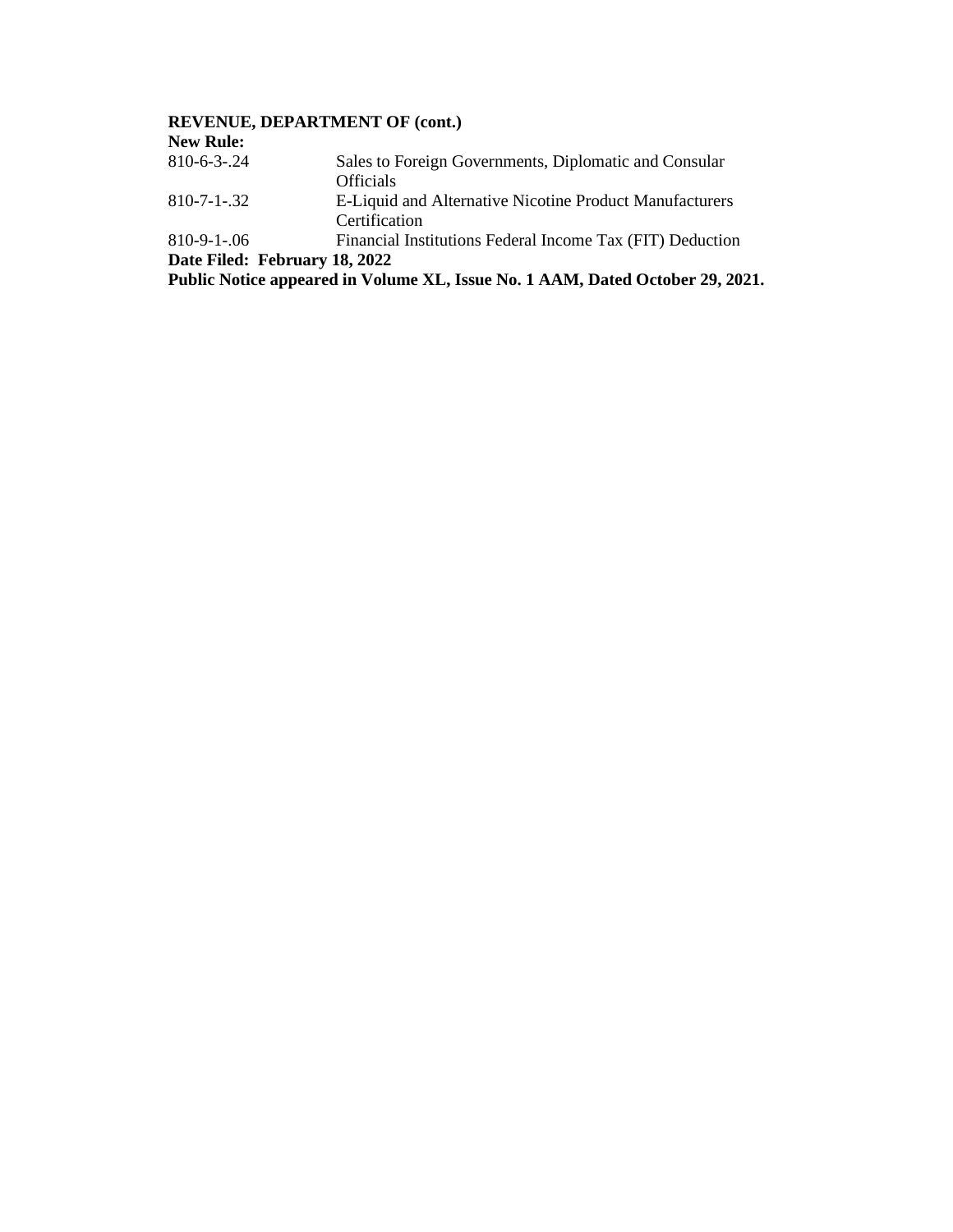**REVENUE, DEPARTMENT OF (cont.)**

**New Rule:**

| | |
|---|---|
| 810-6-3-.24 | Sales to Foreign Governments, Diplomatic and Consular Officials |
| 810-7-1-.32 | E-Liquid and Alternative Nicotine Product Manufacturers Certification |
| 810-9-1-.06 | Financial Institutions Federal Income Tax (FIT) Deduction |

**Date Filed: February 18, 2022**

**Public Notice appeared in Volume XL, Issue No. 1 AAM, Dated October 29, 2021.**